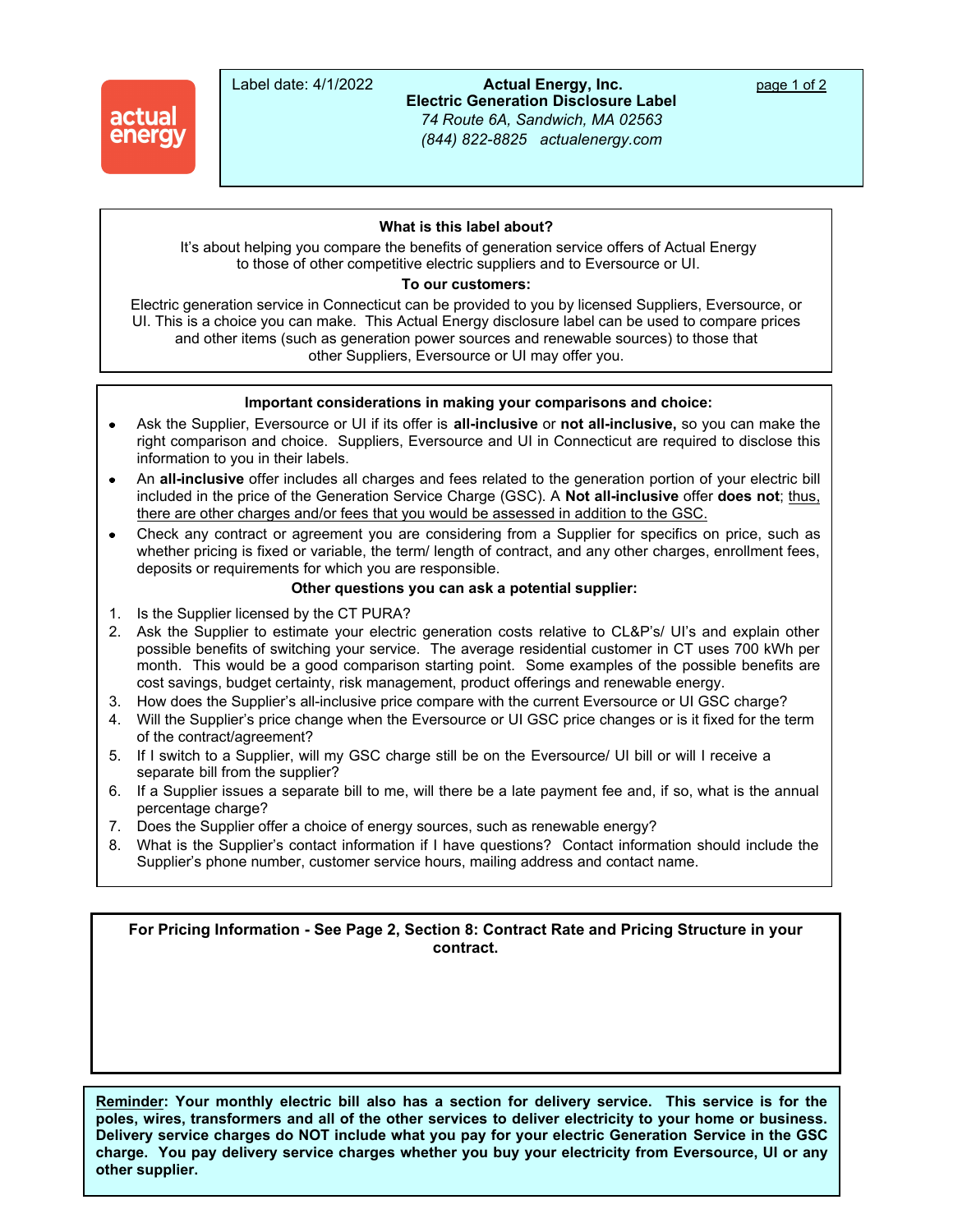Label date: 4/1/2022

**Actual Energy, Inc.**
**Electric Generation Disclosure Label**
*74 Route 6A, Sandwich, MA 02563*
*(844) 822-8825 actualenergy.com*

### What is this label about?

It's about helping you compare the benefits of generation service offers of Actual Energy to those of other competitive electric suppliers and to Eversource or UI.

### To our customers:

Electric generation service in Connecticut can be provided to you by licensed Suppliers, Eversource, or UI. This is a choice you can make. This Actual Energy disclosure label can be used to compare prices and other items (such as generation power sources and renewable sources) to those that other Suppliers, Eversource or UI may offer you.

### Important considerations in making your comparisons and choice:

- Ask the Supplier, Eversource or UI if its offer is **all-inclusive** or **not all-inclusive,** so you can make the right comparison and choice. Suppliers, Eversource and UI in Connecticut are required to disclose this information to you in their labels.
- An **all-inclusive** offer includes all charges and fees related to the generation portion of your electric bill included in the price of the Generation Service Charge (GSC). A **Not all-inclusive** offer **does not**; thus, there are other charges and/or fees that you would be assessed in addition to the GSC.
- Check any contract or agreement you are considering from a Supplier for specifics on price, such as whether pricing is fixed or variable, the term/ length of contract, and any other charges, enrollment fees, deposits or requirements for which you are responsible.

### Other questions you can ask a potential supplier:

1. Is the Supplier licensed by the CT PURA?
2. Ask the Supplier to estimate your electric generation costs relative to CL&P's/ UI's and explain other possible benefits of switching your service. The average residential customer in CT uses 700 kWh per month. This would be a good comparison starting point. Some examples of the possible benefits are cost savings, budget certainty, risk management, product offerings and renewable energy.
3. How does the Supplier's all-inclusive price compare with the current Eversource or UI GSC charge?
4. Will the Supplier's price change when the Eversource or UI GSC price changes or is it fixed for the term of the contract/agreement?
5. If I switch to a Supplier, will my GSC charge still be on the Eversource/ UI bill or will I receive a separate bill from the supplier?
6. If a Supplier issues a separate bill to me, will there be a late payment fee and, if so, what is the annual percentage charge?
7. Does the Supplier offer a choice of energy sources, such as renewable energy?
8. What is the Supplier's contact information if I have questions? Contact information should include the Supplier's phone number, customer service hours, mailing address and contact name.

**For Pricing Information - See Page 2, Section 8: Contract Rate and Pricing Structure in your contract.**

**Reminder: Your monthly electric bill also has a section for delivery service. This service is for the poles, wires, transformers and all of the other services to deliver electricity to your home or business. Delivery service charges do NOT include what you pay for your electric Generation Service in the GSC charge. You pay delivery service charges whether you buy your electricity from Eversource, UI or any other supplier.**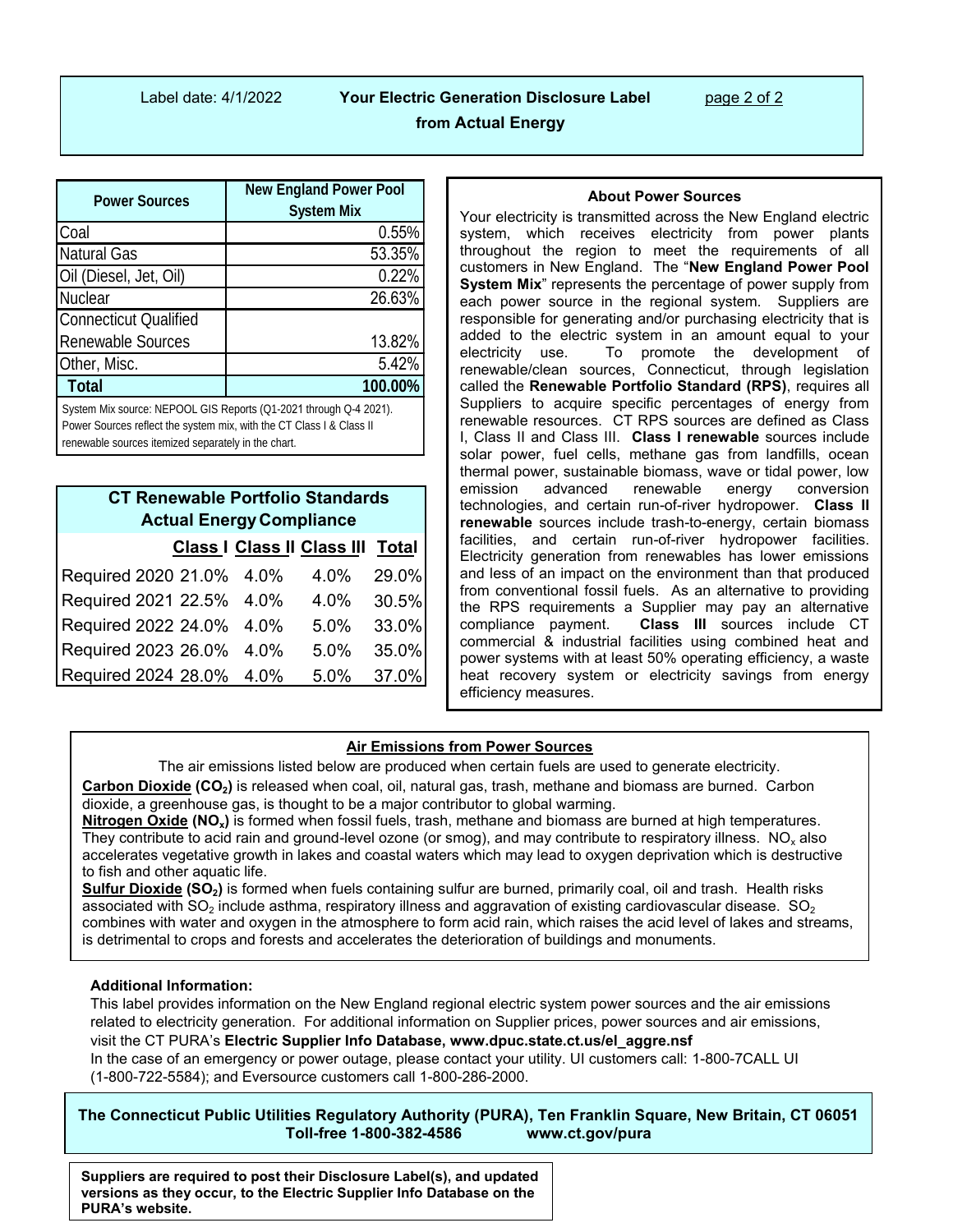Label date: 4/1/2022 **Your Electric Generation Disclosure Label from Actual Energy**

| Power Sources | New England Power Pool System Mix |
|---|---|
| Coal | 0.55% |
| Natural Gas | 53.35% |
| Oil (Diesel, Jet, Oil) | 0.22% |
| Nuclear | 26.63% |
| Connecticut Qualified Renewable Sources | 13.82% |
| Other, Misc. | 5.42% |
| **Total** | **100.00%** |

System Mix source: NEPOOL GIS Reports (Q1-2021 through Q-4 2021). Power Sources reflect the system mix, with the CT Class I & Class II renewable sources itemized separately in the chart.

**CT Renewable Portfolio Standards Actual Energy Compliance**

| | Class I | Class II | Class III | Total |
|---|---|---|---|---|
| Required 2020 | 21.0% | 4.0% | 4.0% | 29.0% |
| Required 2021 | 22.5% | 4.0% | 4.0% | 30.5% |
| Required 2022 | 24.0% | 4.0% | 5.0% | 33.0% |
| Required 2023 | 26.0% | 4.0% | 5.0% | 35.0% |
| Required 2024 | 28.0% | 4.0% | 5.0% | 37.0% |

### About Power Sources

Your electricity is transmitted across the New England electric system, which receives electricity from power plants throughout the region to meet the requirements of all customers in New England. The "**New England Power Pool System Mix**" represents the percentage of power supply from each power source in the regional system. Suppliers are responsible for generating and/or purchasing electricity that is added to the electric system in an amount equal to your electricity use. To promote the development of renewable/clean sources, Connecticut, through legislation called the **Renewable Portfolio Standard (RPS)**, requires all Suppliers to acquire specific percentages of energy from renewable resources. CT RPS sources are defined as Class I, Class II and Class III. **Class I renewable** sources include solar power, fuel cells, methane gas from landfills, ocean thermal power, sustainable biomass, wave or tidal power, low emission advanced renewable energy conversion technologies, and certain run-of-river hydropower. **Class II renewable** sources include trash-to-energy, certain biomass facilities, and certain run-of-river hydropower facilities. Electricity generation from renewables has lower emissions and less of an impact on the environment than that produced from conventional fossil fuels. As an alternative to providing the RPS requirements a Supplier may pay an alternative compliance payment. **Class III** sources include CT commercial & industrial facilities using combined heat and power systems with at least 50% operating efficiency, a waste heat recovery system or electricity savings from energy efficiency measures.

### Air Emissions from Power Sources

The air emissions listed below are produced when certain fuels are used to generate electricity.

**Carbon Dioxide ($CO_2$)** is released when coal, oil, natural gas, trash, methane and biomass are burned. Carbon dioxide, a greenhouse gas, is thought to be a major contributor to global warming.

**Nitrogen Oxide ($NO_x$)** is formed when fossil fuels, trash, methane and biomass are burned at high temperatures. They contribute to acid rain and ground-level ozone (or smog), and may contribute to respiratory illness. $NO_x$ also accelerates vegetative growth in lakes and coastal waters which may lead to oxygen deprivation which is destructive to fish and other aquatic life.

**Sulfur Dioxide ($SO_2$)** is formed when fuels containing sulfur are burned, primarily coal, oil and trash. Health risks associated with $SO_2$ include asthma, respiratory illness and aggravation of existing cardiovascular disease. $SO_2$ combines with water and oxygen in the atmosphere to form acid rain, which raises the acid level of lakes and streams, is detrimental to crops and forests and accelerates the deterioration of buildings and monuments.

**Additional Information:**

This label provides information on the New England regional electric system power sources and the air emissions related to electricity generation. For additional information on Supplier prices, power sources and air emissions, visit the CT PURA's **Electric Supplier Info Database, www.dpuc.state.ct.us/el_aggre.nsf**

In the case of an emergency or power outage, please contact your utility. UI customers call: 1-800-7CALL UI (1-800-722-5584); and Eversource customers call 1-800-286-2000.

**The Connecticut Public Utilities Regulatory Authority (PURA), Ten Franklin Square, New Britain, CT 06051**
**Toll-free 1-800-382-4586 www.ct.gov/pura**

**Suppliers are required to post their Disclosure Label(s), and updated versions as they occur, to the Electric Supplier Info Database on the PURA's website.**